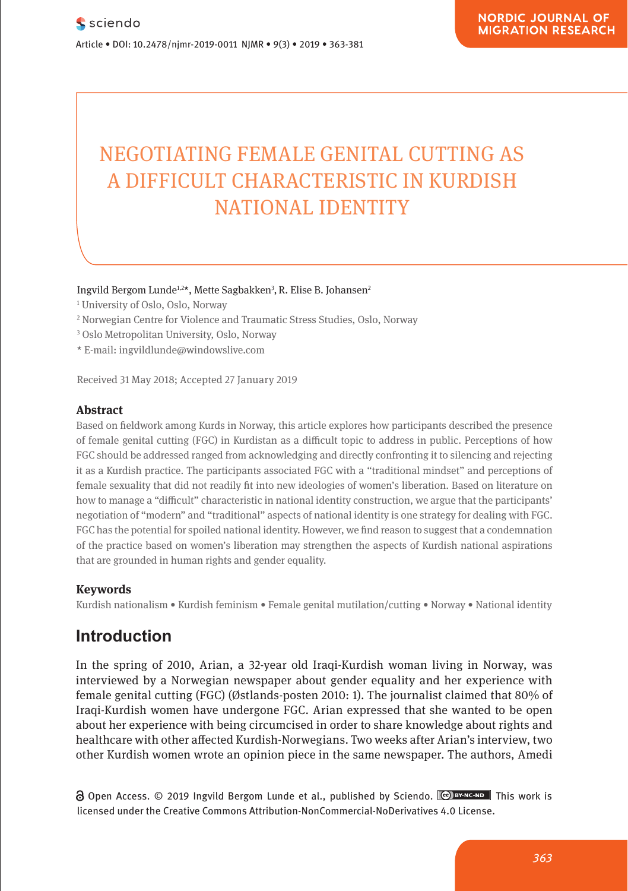# NEGOTIATING FEMALE GENITAL CUTTING AS A DIFFICULT CHARACTERISTIC IN KURDISH NATIONAL IDENTITY

Ingvild Bergom Lunde[1,2]*, Mette Sagbakken[3], R. Elise B. Johansen[2]

[1] University of Oslo, Oslo, Norway

[2] Norwegian Centre for Violence and Traumatic Stress Studies, Oslo, Norway

[3] Oslo Metropolitan University, Oslo, Norway

* E-mail: ingvildlunde@windowslive.com

Received 31 May 2018; Accepted 27 January 2019

## Abstract

Based on fieldwork among Kurds in Norway, this article explores how participants described the presence of female genital cutting (FGC) in Kurdistan as a difficult topic to address in public. Perceptions of how FGC should be addressed ranged from acknowledging and directly confronting it to silencing and rejecting it as a Kurdish practice. The participants associated FGC with a "traditional mindset" and perceptions of female sexuality that did not readily fit into new ideologies of women's liberation. Based on literature on how to manage a "difficult" characteristic in national identity construction, we argue that the participants' negotiation of "modern" and "traditional" aspects of national identity is one strategy for dealing with FGC. FGC has the potential for spoiled national identity. However, we find reason to suggest that a condemnation of the practice based on women's liberation may strengthen the aspects of Kurdish national aspirations that are grounded in human rights and gender equality.

## Keywords

Kurdish nationalism • Kurdish feminism • Female genital mutilation/cutting • Norway • National identity

## Introduction

In the spring of 2010, Arian, a 32-year old Iraqi-Kurdish woman living in Norway, was interviewed by a Norwegian newspaper about gender equality and her experience with female genital cutting (FGC) (Østlands-posten 2010: 1). The journalist claimed that 80% of Iraqi-Kurdish women have undergone FGC. Arian expressed that she wanted to be open about her experience with being circumcised in order to share knowledge about rights and healthcare with other affected Kurdish-Norwegians. Two weeks after Arian's interview, two other Kurdish women wrote an opinion piece in the same newspaper. The authors, Amedi

Open Access. © 2019 Ingvild Bergom Lunde et al., published by Sciendo. This work is licensed under the Creative Commons Attribution-NonCommercial-NoDerivatives 4.0 License.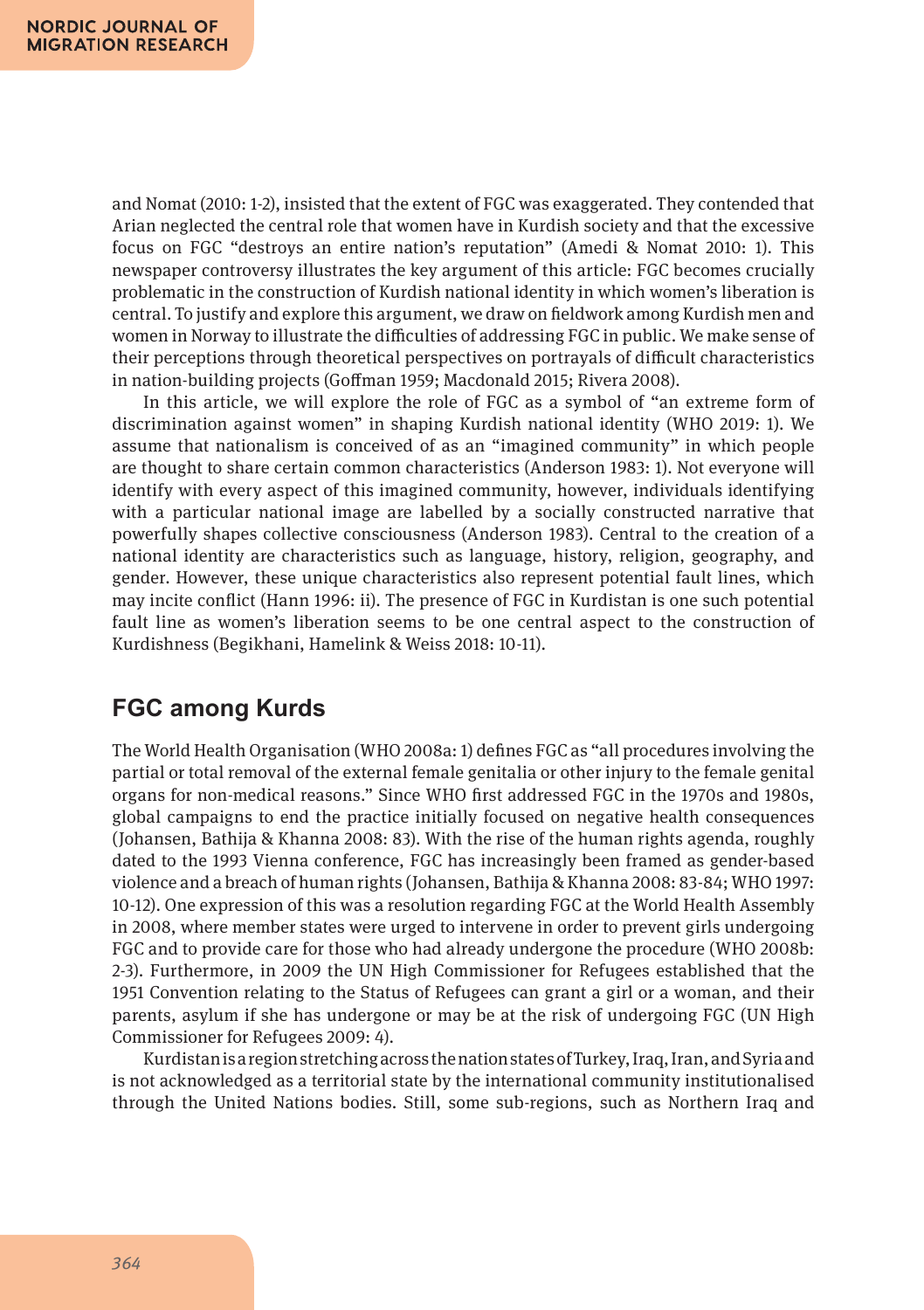and Nomat (2010: 1-2), insisted that the extent of FGC was exaggerated. They contended that Arian neglected the central role that women have in Kurdish society and that the excessive focus on FGC "destroys an entire nation's reputation" (Amedi & Nomat 2010: 1). This newspaper controversy illustrates the key argument of this article: FGC becomes crucially problematic in the construction of Kurdish national identity in which women's liberation is central. To justify and explore this argument, we draw on fieldwork among Kurdish men and women in Norway to illustrate the difficulties of addressing FGC in public. We make sense of their perceptions through theoretical perspectives on portrayals of difficult characteristics in nation-building projects (Goffman 1959; Macdonald 2015; Rivera 2008).

In this article, we will explore the role of FGC as a symbol of "an extreme form of discrimination against women" in shaping Kurdish national identity (WHO 2019: 1). We assume that nationalism is conceived of as an "imagined community" in which people are thought to share certain common characteristics (Anderson 1983: 1). Not everyone will identify with every aspect of this imagined community, however, individuals identifying with a particular national image are labelled by a socially constructed narrative that powerfully shapes collective consciousness (Anderson 1983). Central to the creation of a national identity are characteristics such as language, history, religion, geography, and gender. However, these unique characteristics also represent potential fault lines, which may incite conflict (Hann 1996: ii). The presence of FGC in Kurdistan is one such potential fault line as women's liberation seems to be one central aspect to the construction of Kurdishness (Begikhani, Hamelink & Weiss 2018: 10-11).

## FGC among Kurds

The World Health Organisation (WHO 2008a: 1) defines FGC as "all procedures involving the partial or total removal of the external female genitalia or other injury to the female genital organs for non-medical reasons." Since WHO first addressed FGC in the 1970s and 1980s, global campaigns to end the practice initially focused on negative health consequences (Johansen, Bathija & Khanna 2008: 83). With the rise of the human rights agenda, roughly dated to the 1993 Vienna conference, FGC has increasingly been framed as gender-based violence and a breach of human rights (Johansen, Bathija & Khanna 2008: 83-84; WHO 1997: 10-12). One expression of this was a resolution regarding FGC at the World Health Assembly in 2008, where member states were urged to intervene in order to prevent girls undergoing FGC and to provide care for those who had already undergone the procedure (WHO 2008b: 2-3). Furthermore, in 2009 the UN High Commissioner for Refugees established that the 1951 Convention relating to the Status of Refugees can grant a girl or a woman, and their parents, asylum if she has undergone or may be at the risk of undergoing FGC (UN High Commissioner for Refugees 2009: 4).

Kurdistan is a region stretching across the nation states of Turkey, Iraq, Iran, and Syria and is not acknowledged as a territorial state by the international community institutionalised through the United Nations bodies. Still, some sub-regions, such as Northern Iraq and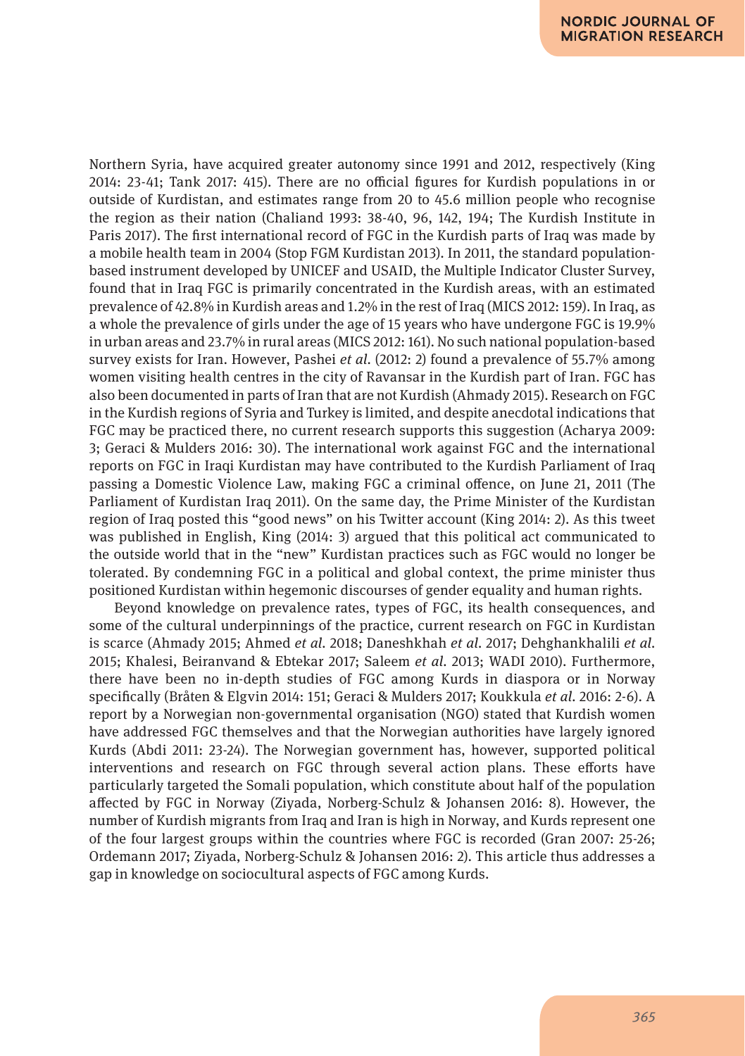Northern Syria, have acquired greater autonomy since 1991 and 2012, respectively (King 2014: 23-41; Tank 2017: 415). There are no official figures for Kurdish populations in or outside of Kurdistan, and estimates range from 20 to 45.6 million people who recognise the region as their nation (Chaliand 1993: 38-40, 96, 142, 194; The Kurdish Institute in Paris 2017). The first international record of FGC in the Kurdish parts of Iraq was made by a mobile health team in 2004 (Stop FGM Kurdistan 2013). In 2011, the standard population-based instrument developed by UNICEF and USAID, the Multiple Indicator Cluster Survey, found that in Iraq FGC is primarily concentrated in the Kurdish areas, with an estimated prevalence of 42.8% in Kurdish areas and 1.2% in the rest of Iraq (MICS 2012: 159). In Iraq, as a whole the prevalence of girls under the age of 15 years who have undergone FGC is 19.9% in urban areas and 23.7% in rural areas (MICS 2012: 161). No such national population-based survey exists for Iran. However, Pashei *et al.* (2012: 2) found a prevalence of 55.7% among women visiting health centres in the city of Ravansar in the Kurdish part of Iran. FGC has also been documented in parts of Iran that are not Kurdish (Ahmady 2015). Research on FGC in the Kurdish regions of Syria and Turkey is limited, and despite anecdotal indications that FGC may be practiced there, no current research supports this suggestion (Acharya 2009: 3; Geraci & Mulders 2016: 30). The international work against FGC and the international reports on FGC in Iraqi Kurdistan may have contributed to the Kurdish Parliament of Iraq passing a Domestic Violence Law, making FGC a criminal offence, on June 21, 2011 (The Parliament of Kurdistan Iraq 2011). On the same day, the Prime Minister of the Kurdistan region of Iraq posted this "good news" on his Twitter account (King 2014: 2). As this tweet was published in English, King (2014: 3) argued that this political act communicated to the outside world that in the "new" Kurdistan practices such as FGC would no longer be tolerated. By condemning FGC in a political and global context, the prime minister thus positioned Kurdistan within hegemonic discourses of gender equality and human rights.

Beyond knowledge on prevalence rates, types of FGC, its health consequences, and some of the cultural underpinnings of the practice, current research on FGC in Kurdistan is scarce (Ahmady 2015; Ahmed *et al.* 2018; Daneshkhah *et al.* 2017; Dehghankhalili *et al.* 2015; Khalesi, Beiranvand & Ebtekar 2017; Saleem *et al.* 2013; WADI 2010). Furthermore, there have been no in-depth studies of FGC among Kurds in diaspora or in Norway specifically (Bråten & Elgvin 2014: 151; Geraci & Mulders 2017; Koukkula *et al.* 2016: 2-6). A report by a Norwegian non-governmental organisation (NGO) stated that Kurdish women have addressed FGC themselves and that the Norwegian authorities have largely ignored Kurds (Abdi 2011: 23-24). The Norwegian government has, however, supported political interventions and research on FGC through several action plans. These efforts have particularly targeted the Somali population, which constitute about half of the population affected by FGC in Norway (Ziyada, Norberg-Schulz & Johansen 2016: 8). However, the number of Kurdish migrants from Iraq and Iran is high in Norway, and Kurds represent one of the four largest groups within the countries where FGC is recorded (Gran 2007: 25-26; Ordemann 2017; Ziyada, Norberg-Schulz & Johansen 2016: 2). This article thus addresses a gap in knowledge on sociocultural aspects of FGC among Kurds.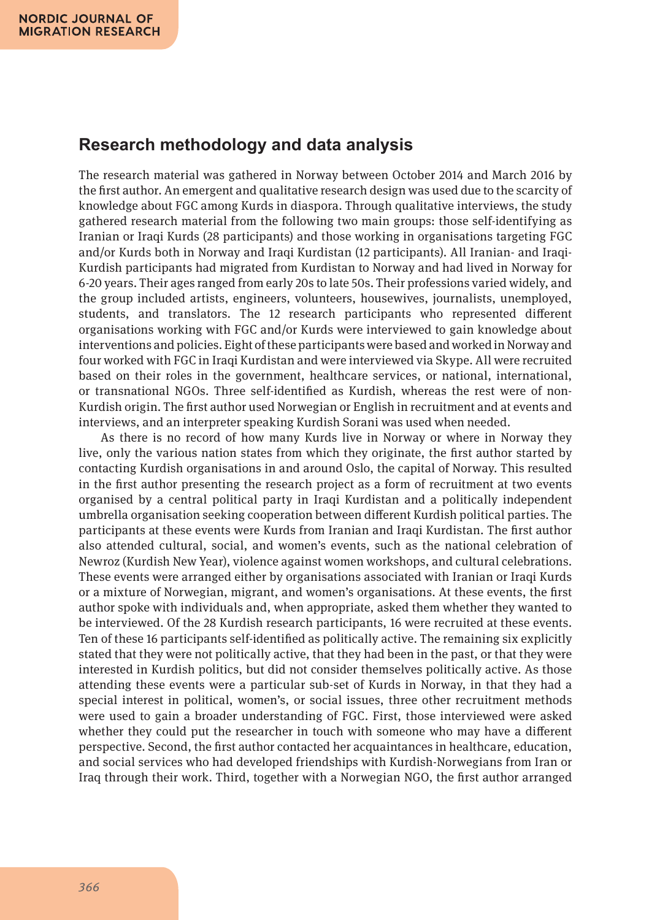## Research methodology and data analysis

The research material was gathered in Norway between October 2014 and March 2016 by the first author. An emergent and qualitative research design was used due to the scarcity of knowledge about FGC among Kurds in diaspora. Through qualitative interviews, the study gathered research material from the following two main groups: those self-identifying as Iranian or Iraqi Kurds (28 participants) and those working in organisations targeting FGC and/or Kurds both in Norway and Iraqi Kurdistan (12 participants). All Iranian- and Iraqi-Kurdish participants had migrated from Kurdistan to Norway and had lived in Norway for 6-20 years. Their ages ranged from early 20s to late 50s. Their professions varied widely, and the group included artists, engineers, volunteers, housewives, journalists, unemployed, students, and translators. The 12 research participants who represented different organisations working with FGC and/or Kurds were interviewed to gain knowledge about interventions and policies. Eight of these participants were based and worked in Norway and four worked with FGC in Iraqi Kurdistan and were interviewed via Skype. All were recruited based on their roles in the government, healthcare services, or national, international, or transnational NGOs. Three self-identified as Kurdish, whereas the rest were of non-Kurdish origin. The first author used Norwegian or English in recruitment and at events and interviews, and an interpreter speaking Kurdish Sorani was used when needed.

As there is no record of how many Kurds live in Norway or where in Norway they live, only the various nation states from which they originate, the first author started by contacting Kurdish organisations in and around Oslo, the capital of Norway. This resulted in the first author presenting the research project as a form of recruitment at two events organised by a central political party in Iraqi Kurdistan and a politically independent umbrella organisation seeking cooperation between different Kurdish political parties. The participants at these events were Kurds from Iranian and Iraqi Kurdistan. The first author also attended cultural, social, and women's events, such as the national celebration of Newroz (Kurdish New Year), violence against women workshops, and cultural celebrations. These events were arranged either by organisations associated with Iranian or Iraqi Kurds or a mixture of Norwegian, migrant, and women's organisations. At these events, the first author spoke with individuals and, when appropriate, asked them whether they wanted to be interviewed. Of the 28 Kurdish research participants, 16 were recruited at these events. Ten of these 16 participants self-identified as politically active. The remaining six explicitly stated that they were not politically active, that they had been in the past, or that they were interested in Kurdish politics, but did not consider themselves politically active. As those attending these events were a particular sub-set of Kurds in Norway, in that they had a special interest in political, women's, or social issues, three other recruitment methods were used to gain a broader understanding of FGC. First, those interviewed were asked whether they could put the researcher in touch with someone who may have a different perspective. Second, the first author contacted her acquaintances in healthcare, education, and social services who had developed friendships with Kurdish-Norwegians from Iran or Iraq through their work. Third, together with a Norwegian NGO, the first author arranged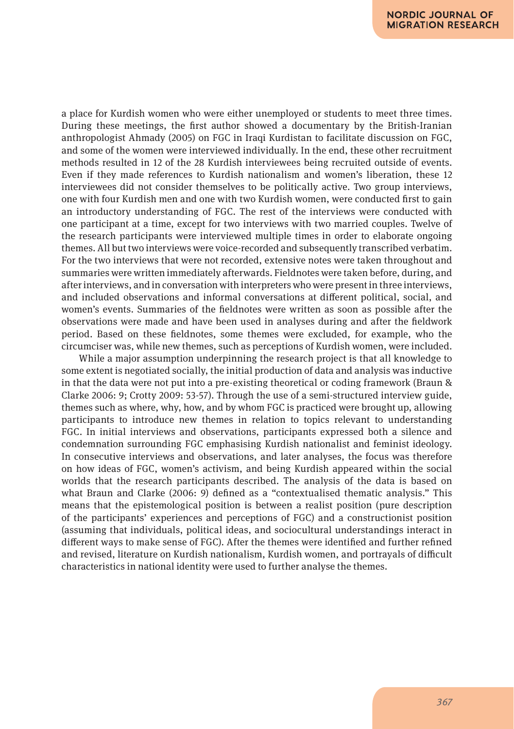a place for Kurdish women who were either unemployed or students to meet three times. During these meetings, the first author showed a documentary by the British-Iranian anthropologist Ahmady (2005) on FGC in Iraqi Kurdistan to facilitate discussion on FGC, and some of the women were interviewed individually. In the end, these other recruitment methods resulted in 12 of the 28 Kurdish interviewees being recruited outside of events. Even if they made references to Kurdish nationalism and women's liberation, these 12 interviewees did not consider themselves to be politically active. Two group interviews, one with four Kurdish men and one with two Kurdish women, were conducted first to gain an introductory understanding of FGC. The rest of the interviews were conducted with one participant at a time, except for two interviews with two married couples. Twelve of the research participants were interviewed multiple times in order to elaborate ongoing themes. All but two interviews were voice-recorded and subsequently transcribed verbatim. For the two interviews that were not recorded, extensive notes were taken throughout and summaries were written immediately afterwards. Fieldnotes were taken before, during, and after interviews, and in conversation with interpreters who were present in three interviews, and included observations and informal conversations at different political, social, and women's events. Summaries of the fieldnotes were written as soon as possible after the observations were made and have been used in analyses during and after the fieldwork period. Based on these fieldnotes, some themes were excluded, for example, who the circumciser was, while new themes, such as perceptions of Kurdish women, were included.

While a major assumption underpinning the research project is that all knowledge to some extent is negotiated socially, the initial production of data and analysis was inductive in that the data were not put into a pre-existing theoretical or coding framework (Braun & Clarke 2006: 9; Crotty 2009: 53-57). Through the use of a semi-structured interview guide, themes such as where, why, how, and by whom FGC is practiced were brought up, allowing participants to introduce new themes in relation to topics relevant to understanding FGC. In initial interviews and observations, participants expressed both a silence and condemnation surrounding FGC emphasising Kurdish nationalist and feminist ideology. In consecutive interviews and observations, and later analyses, the focus was therefore on how ideas of FGC, women's activism, and being Kurdish appeared within the social worlds that the research participants described. The analysis of the data is based on what Braun and Clarke (2006: 9) defined as a "contextualised thematic analysis." This means that the epistemological position is between a realist position (pure description of the participants' experiences and perceptions of FGC) and a constructionist position (assuming that individuals, political ideas, and sociocultural understandings interact in different ways to make sense of FGC). After the themes were identified and further refined and revised, literature on Kurdish nationalism, Kurdish women, and portrayals of difficult characteristics in national identity were used to further analyse the themes.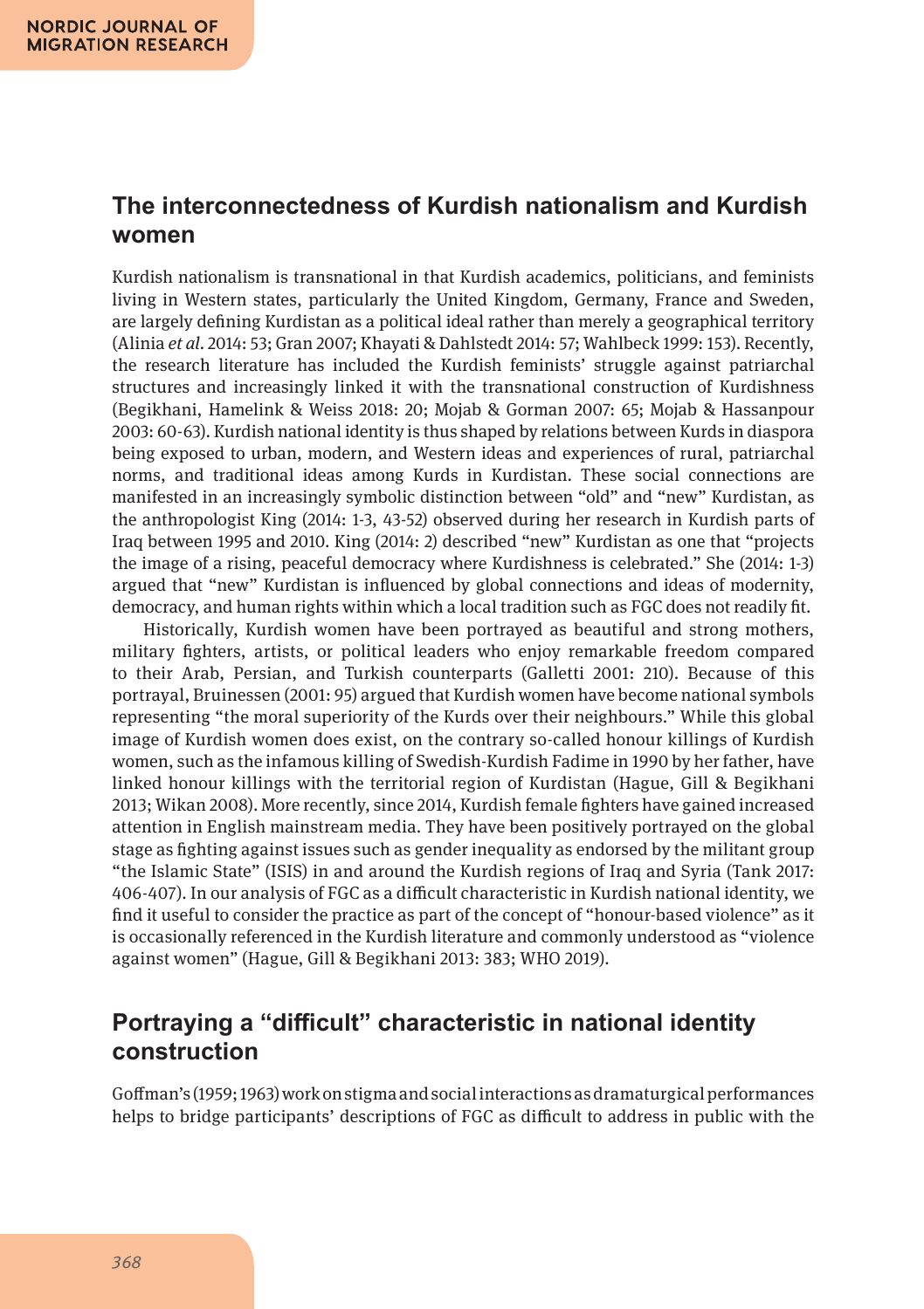## The interconnectedness of Kurdish nationalism and Kurdish women

Kurdish nationalism is transnational in that Kurdish academics, politicians, and feminists living in Western states, particularly the United Kingdom, Germany, France and Sweden, are largely defining Kurdistan as a political ideal rather than merely a geographical territory (Alinia *et al*. 2014: 53; Gran 2007; Khayati & Dahlstedt 2014: 57; Wahlbeck 1999: 153). Recently, the research literature has included the Kurdish feminists' struggle against patriarchal structures and increasingly linked it with the transnational construction of Kurdishness (Begikhani, Hamelink & Weiss 2018: 20; Mojab & Gorman 2007: 65; Mojab & Hassanpour 2003: 60-63). Kurdish national identity is thus shaped by relations between Kurds in diaspora being exposed to urban, modern, and Western ideas and experiences of rural, patriarchal norms, and traditional ideas among Kurds in Kurdistan. These social connections are manifested in an increasingly symbolic distinction between "old" and "new" Kurdistan, as the anthropologist King (2014: 1-3, 43-52) observed during her research in Kurdish parts of Iraq between 1995 and 2010. King (2014: 2) described "new" Kurdistan as one that "projects the image of a rising, peaceful democracy where Kurdishness is celebrated." She (2014: 1-3) argued that "new" Kurdistan is influenced by global connections and ideas of modernity, democracy, and human rights within which a local tradition such as FGC does not readily fit.

Historically, Kurdish women have been portrayed as beautiful and strong mothers, military fighters, artists, or political leaders who enjoy remarkable freedom compared to their Arab, Persian, and Turkish counterparts (Galletti 2001: 210). Because of this portrayal, Bruinessen (2001: 95) argued that Kurdish women have become national symbols representing "the moral superiority of the Kurds over their neighbours." While this global image of Kurdish women does exist, on the contrary so-called honour killings of Kurdish women, such as the infamous killing of Swedish-Kurdish Fadime in 1990 by her father, have linked honour killings with the territorial region of Kurdistan (Hague, Gill & Begikhani 2013; Wikan 2008). More recently, since 2014, Kurdish female fighters have gained increased attention in English mainstream media. They have been positively portrayed on the global stage as fighting against issues such as gender inequality as endorsed by the militant group "the Islamic State" (ISIS) in and around the Kurdish regions of Iraq and Syria (Tank 2017: 406-407). In our analysis of FGC as a difficult characteristic in Kurdish national identity, we find it useful to consider the practice as part of the concept of "honour-based violence" as it is occasionally referenced in the Kurdish literature and commonly understood as "violence against women" (Hague, Gill & Begikhani 2013: 383; WHO 2019).

## Portraying a "difficult" characteristic in national identity construction

Goffman's (1959; 1963) work on stigma and social interactions as dramaturgical performances helps to bridge participants' descriptions of FGC as difficult to address in public with the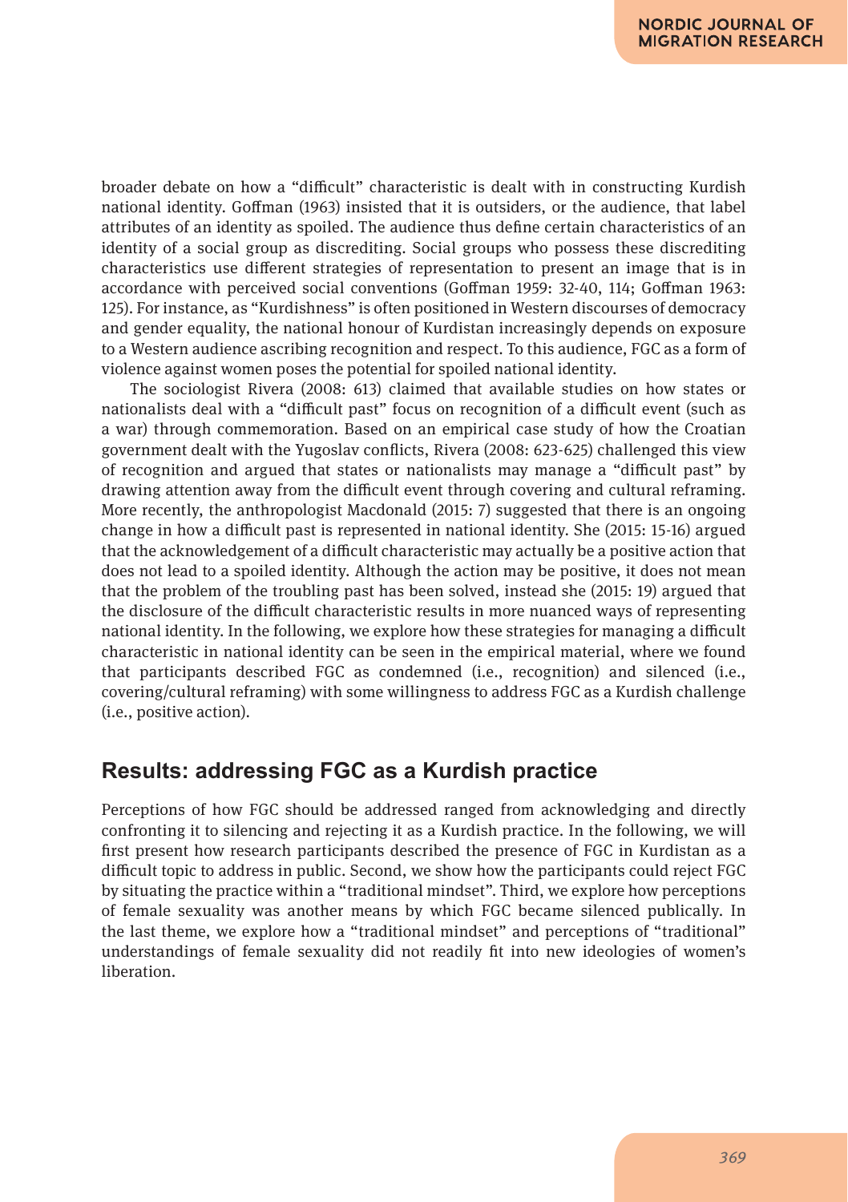broader debate on how a "difficult" characteristic is dealt with in constructing Kurdish national identity. Goffman (1963) insisted that it is outsiders, or the audience, that label attributes of an identity as spoiled. The audience thus define certain characteristics of an identity of a social group as discrediting. Social groups who possess these discrediting characteristics use different strategies of representation to present an image that is in accordance with perceived social conventions (Goffman 1959: 32-40, 114; Goffman 1963: 125). For instance, as "Kurdishness" is often positioned in Western discourses of democracy and gender equality, the national honour of Kurdistan increasingly depends on exposure to a Western audience ascribing recognition and respect. To this audience, FGC as a form of violence against women poses the potential for spoiled national identity.

The sociologist Rivera (2008: 613) claimed that available studies on how states or nationalists deal with a "difficult past" focus on recognition of a difficult event (such as a war) through commemoration. Based on an empirical case study of how the Croatian government dealt with the Yugoslav conflicts, Rivera (2008: 623-625) challenged this view of recognition and argued that states or nationalists may manage a "difficult past" by drawing attention away from the difficult event through covering and cultural reframing. More recently, the anthropologist Macdonald (2015: 7) suggested that there is an ongoing change in how a difficult past is represented in national identity. She (2015: 15-16) argued that the acknowledgement of a difficult characteristic may actually be a positive action that does not lead to a spoiled identity. Although the action may be positive, it does not mean that the problem of the troubling past has been solved, instead she (2015: 19) argued that the disclosure of the difficult characteristic results in more nuanced ways of representing national identity. In the following, we explore how these strategies for managing a difficult characteristic in national identity can be seen in the empirical material, where we found that participants described FGC as condemned (i.e., recognition) and silenced (i.e., covering/cultural reframing) with some willingness to address FGC as a Kurdish challenge (i.e., positive action).

## Results: addressing FGC as a Kurdish practice

Perceptions of how FGC should be addressed ranged from acknowledging and directly confronting it to silencing and rejecting it as a Kurdish practice. In the following, we will first present how research participants described the presence of FGC in Kurdistan as a difficult topic to address in public. Second, we show how the participants could reject FGC by situating the practice within a "traditional mindset". Third, we explore how perceptions of female sexuality was another means by which FGC became silenced publically. In the last theme, we explore how a "traditional mindset" and perceptions of "traditional" understandings of female sexuality did not readily fit into new ideologies of women's liberation.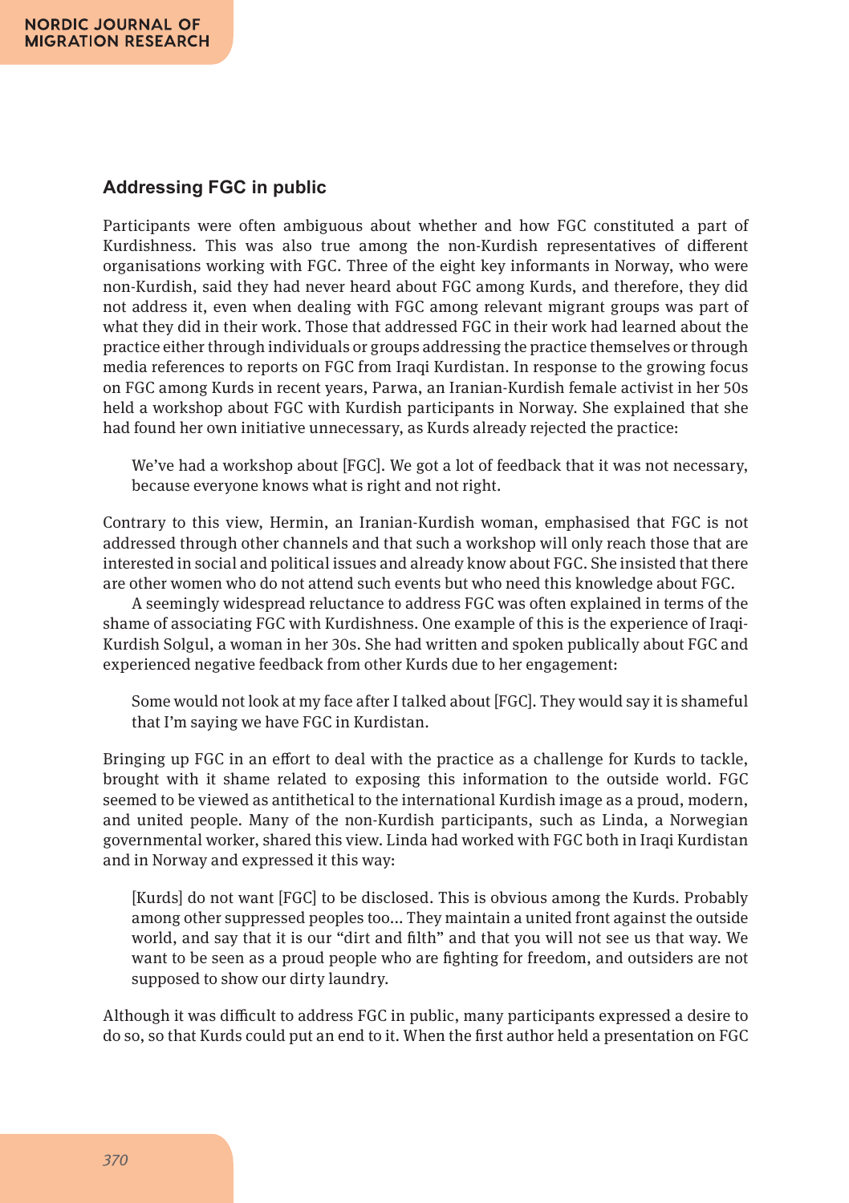## Addressing FGC in public

Participants were often ambiguous about whether and how FGC constituted a part of Kurdishness. This was also true among the non-Kurdish representatives of different organisations working with FGC. Three of the eight key informants in Norway, who were non-Kurdish, said they had never heard about FGC among Kurds, and therefore, they did not address it, even when dealing with FGC among relevant migrant groups was part of what they did in their work. Those that addressed FGC in their work had learned about the practice either through individuals or groups addressing the practice themselves or through media references to reports on FGC from Iraqi Kurdistan. In response to the growing focus on FGC among Kurds in recent years, Parwa, an Iranian-Kurdish female activist in her 50s held a workshop about FGC with Kurdish participants in Norway. She explained that she had found her own initiative unnecessary, as Kurds already rejected the practice:

> We've had a workshop about [FGC]. We got a lot of feedback that it was not necessary, because everyone knows what is right and not right.

Contrary to this view, Hermin, an Iranian-Kurdish woman, emphasised that FGC is not addressed through other channels and that such a workshop will only reach those that are interested in social and political issues and already know about FGC. She insisted that there are other women who do not attend such events but who need this knowledge about FGC.

A seemingly widespread reluctance to address FGC was often explained in terms of the shame of associating FGC with Kurdishness. One example of this is the experience of Iraqi-Kurdish Solgul, a woman in her 30s. She had written and spoken publically about FGC and experienced negative feedback from other Kurds due to her engagement:

> Some would not look at my face after I talked about [FGC]. They would say it is shameful that I'm saying we have FGC in Kurdistan.

Bringing up FGC in an effort to deal with the practice as a challenge for Kurds to tackle, brought with it shame related to exposing this information to the outside world. FGC seemed to be viewed as antithetical to the international Kurdish image as a proud, modern, and united people. Many of the non-Kurdish participants, such as Linda, a Norwegian governmental worker, shared this view. Linda had worked with FGC both in Iraqi Kurdistan and in Norway and expressed it this way:

> [Kurds] do not want [FGC] to be disclosed. This is obvious among the Kurds. Probably among other suppressed peoples too... They maintain a united front against the outside world, and say that it is our "dirt and filth" and that you will not see us that way. We want to be seen as a proud people who are fighting for freedom, and outsiders are not supposed to show our dirty laundry.

Although it was difficult to address FGC in public, many participants expressed a desire to do so, so that Kurds could put an end to it. When the first author held a presentation on FGC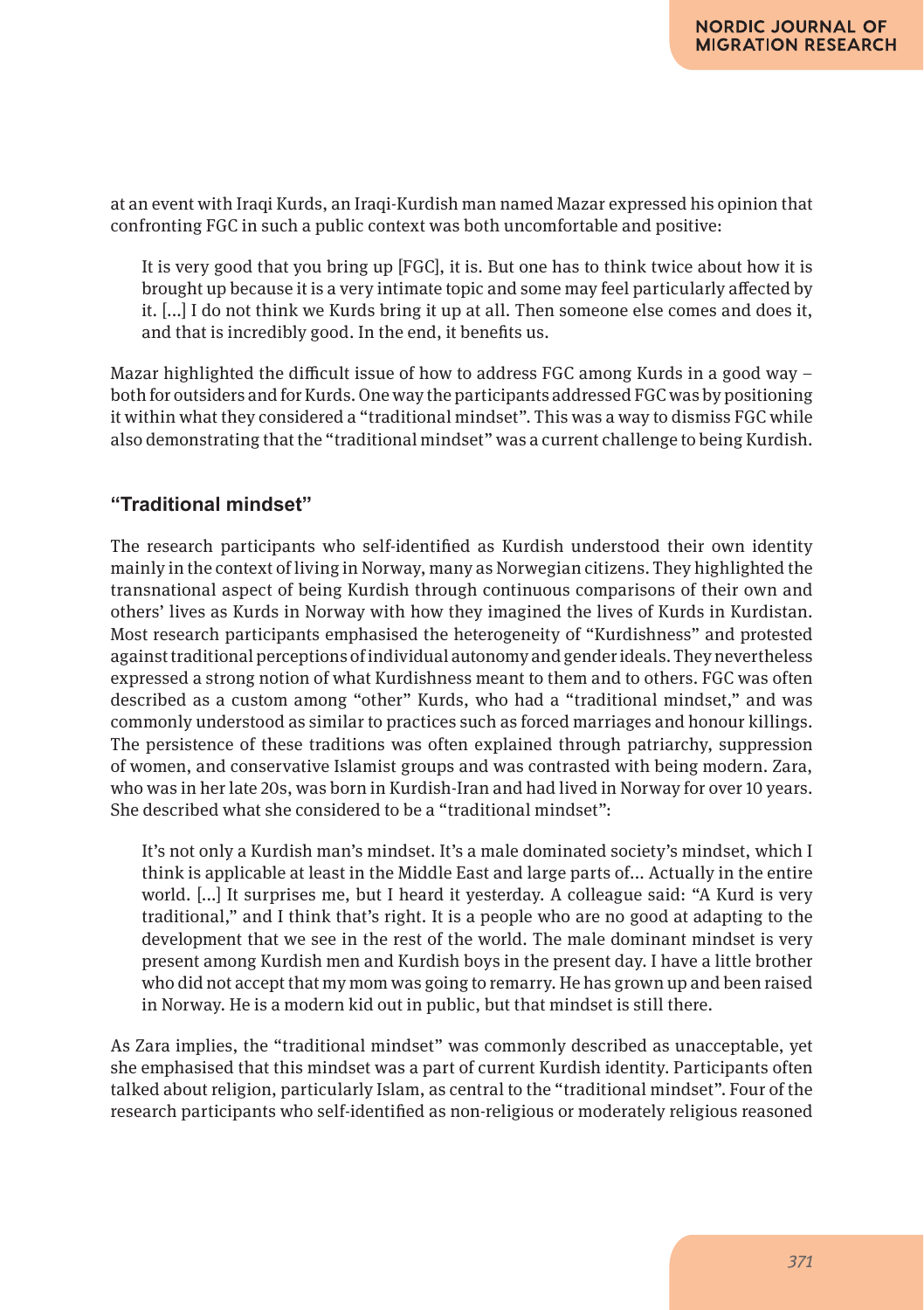at an event with Iraqi Kurds, an Iraqi-Kurdish man named Mazar expressed his opinion that confronting FGC in such a public context was both uncomfortable and positive:

> It is very good that you bring up [FGC], it is. But one has to think twice about how it is brought up because it is a very intimate topic and some may feel particularly affected by it. [...] I do not think we Kurds bring it up at all. Then someone else comes and does it, and that is incredibly good. In the end, it benefits us.

Mazar highlighted the difficult issue of how to address FGC among Kurds in a good way – both for outsiders and for Kurds. One way the participants addressed FGC was by positioning it within what they considered a "traditional mindset". This was a way to dismiss FGC while also demonstrating that the "traditional mindset" was a current challenge to being Kurdish.

## "Traditional mindset"

The research participants who self-identified as Kurdish understood their own identity mainly in the context of living in Norway, many as Norwegian citizens. They highlighted the transnational aspect of being Kurdish through continuous comparisons of their own and others' lives as Kurds in Norway with how they imagined the lives of Kurds in Kurdistan. Most research participants emphasised the heterogeneity of "Kurdishness" and protested against traditional perceptions of individual autonomy and gender ideals. They nevertheless expressed a strong notion of what Kurdishness meant to them and to others. FGC was often described as a custom among "other" Kurds, who had a "traditional mindset," and was commonly understood as similar to practices such as forced marriages and honour killings. The persistence of these traditions was often explained through patriarchy, suppression of women, and conservative Islamist groups and was contrasted with being modern. Zara, who was in her late 20s, was born in Kurdish-Iran and had lived in Norway for over 10 years. She described what she considered to be a "traditional mindset":

> It's not only a Kurdish man's mindset. It's a male dominated society's mindset, which I think is applicable at least in the Middle East and large parts of... Actually in the entire world. [...] It surprises me, but I heard it yesterday. A colleague said: "A Kurd is very traditional," and I think that's right. It is a people who are no good at adapting to the development that we see in the rest of the world. The male dominant mindset is very present among Kurdish men and Kurdish boys in the present day. I have a little brother who did not accept that my mom was going to remarry. He has grown up and been raised in Norway. He is a modern kid out in public, but that mindset is still there.

As Zara implies, the "traditional mindset" was commonly described as unacceptable, yet she emphasised that this mindset was a part of current Kurdish identity. Participants often talked about religion, particularly Islam, as central to the "traditional mindset". Four of the research participants who self-identified as non-religious or moderately religious reasoned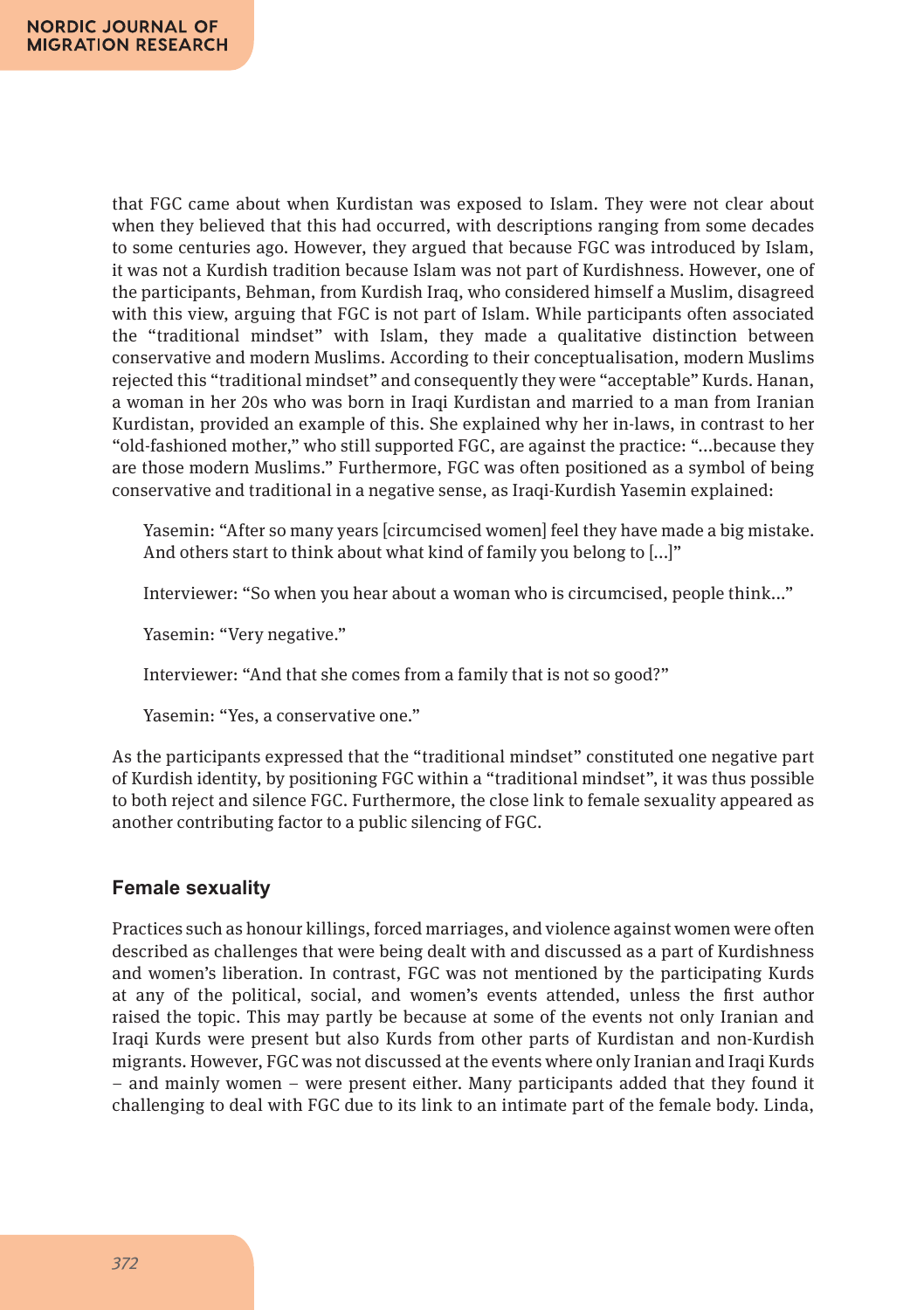that FGC came about when Kurdistan was exposed to Islam. They were not clear about when they believed that this had occurred, with descriptions ranging from some decades to some centuries ago. However, they argued that because FGC was introduced by Islam, it was not a Kurdish tradition because Islam was not part of Kurdishness. However, one of the participants, Behman, from Kurdish Iraq, who considered himself a Muslim, disagreed with this view, arguing that FGC is not part of Islam. While participants often associated the "traditional mindset" with Islam, they made a qualitative distinction between conservative and modern Muslims. According to their conceptualisation, modern Muslims rejected this "traditional mindset" and consequently they were "acceptable" Kurds. Hanan, a woman in her 20s who was born in Iraqi Kurdistan and married to a man from Iranian Kurdistan, provided an example of this. She explained why her in-laws, in contrast to her "old-fashioned mother," who still supported FGC, are against the practice: "…because they are those modern Muslims." Furthermore, FGC was often positioned as a symbol of being conservative and traditional in a negative sense, as Iraqi-Kurdish Yasemin explained:

> Yasemin: "After so many years [circumcised women] feel they have made a big mistake. And others start to think about what kind of family you belong to […]"
>
> Interviewer: "So when you hear about a woman who is circumcised, people think…"
>
> Yasemin: "Very negative."
>
> Interviewer: "And that she comes from a family that is not so good?"
>
> Yasemin: "Yes, a conservative one."

As the participants expressed that the "traditional mindset" constituted one negative part of Kurdish identity, by positioning FGC within a "traditional mindset", it was thus possible to both reject and silence FGC. Furthermore, the close link to female sexuality appeared as another contributing factor to a public silencing of FGC.

### Female sexuality

Practices such as honour killings, forced marriages, and violence against women were often described as challenges that were being dealt with and discussed as a part of Kurdishness and women's liberation. In contrast, FGC was not mentioned by the participating Kurds at any of the political, social, and women's events attended, unless the first author raised the topic. This may partly be because at some of the events not only Iranian and Iraqi Kurds were present but also Kurds from other parts of Kurdistan and non-Kurdish migrants. However, FGC was not discussed at the events where only Iranian and Iraqi Kurds – and mainly women – were present either. Many participants added that they found it challenging to deal with FGC due to its link to an intimate part of the female body. Linda,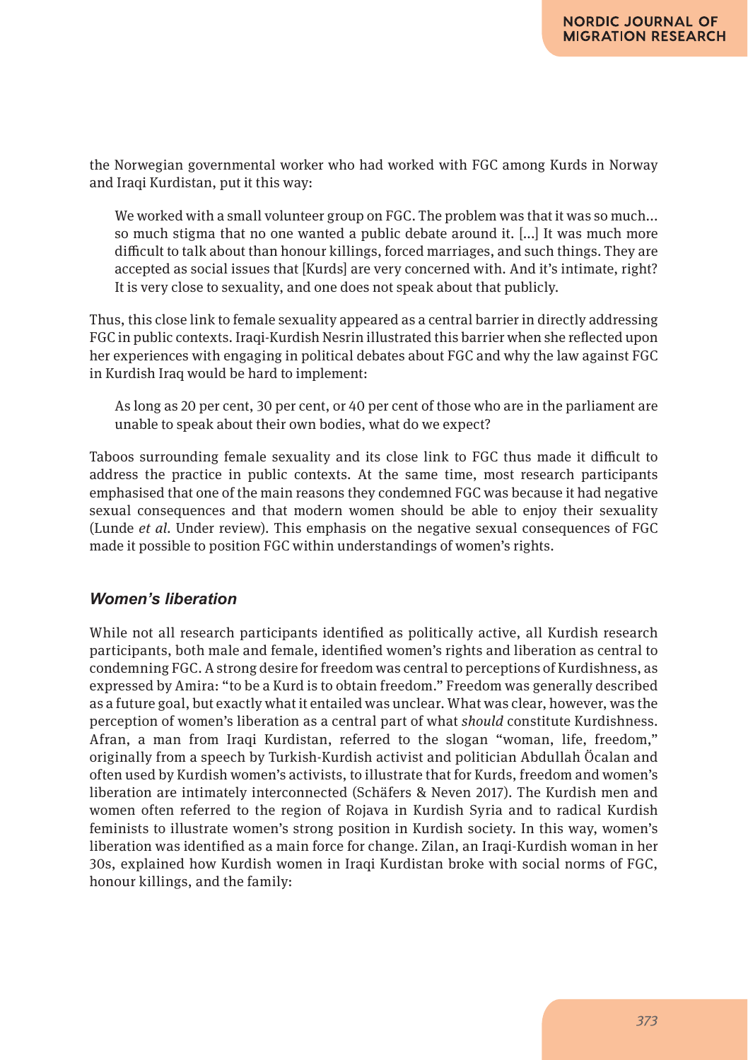the Norwegian governmental worker who had worked with FGC among Kurds in Norway and Iraqi Kurdistan, put it this way:

> We worked with a small volunteer group on FGC. The problem was that it was so much… so much stigma that no one wanted a public debate around it. […] It was much more difficult to talk about than honour killings, forced marriages, and such things. They are accepted as social issues that [Kurds] are very concerned with. And it's intimate, right? It is very close to sexuality, and one does not speak about that publicly.

Thus, this close link to female sexuality appeared as a central barrier in directly addressing FGC in public contexts. Iraqi-Kurdish Nesrin illustrated this barrier when she reflected upon her experiences with engaging in political debates about FGC and why the law against FGC in Kurdish Iraq would be hard to implement:

> As long as 20 per cent, 30 per cent, or 40 per cent of those who are in the parliament are unable to speak about their own bodies, what do we expect?

Taboos surrounding female sexuality and its close link to FGC thus made it difficult to address the practice in public contexts. At the same time, most research participants emphasised that one of the main reasons they condemned FGC was because it had negative sexual consequences and that modern women should be able to enjoy their sexuality (Lunde *et al*. Under review). This emphasis on the negative sexual consequences of FGC made it possible to position FGC within understandings of women's rights.

### *Women's liberation*

While not all research participants identified as politically active, all Kurdish research participants, both male and female, identified women's rights and liberation as central to condemning FGC. A strong desire for freedom was central to perceptions of Kurdishness, as expressed by Amira: "to be a Kurd is to obtain freedom." Freedom was generally described as a future goal, but exactly what it entailed was unclear. What was clear, however, was the perception of women's liberation as a central part of what *should* constitute Kurdishness. Afran, a man from Iraqi Kurdistan, referred to the slogan "woman, life, freedom," originally from a speech by Turkish-Kurdish activist and politician Abdullah Öcalan and often used by Kurdish women's activists, to illustrate that for Kurds, freedom and women's liberation are intimately interconnected (Schäfers & Neven 2017). The Kurdish men and women often referred to the region of Rojava in Kurdish Syria and to radical Kurdish feminists to illustrate women's strong position in Kurdish society. In this way, women's liberation was identified as a main force for change. Zilan, an Iraqi-Kurdish woman in her 30s, explained how Kurdish women in Iraqi Kurdistan broke with social norms of FGC, honour killings, and the family: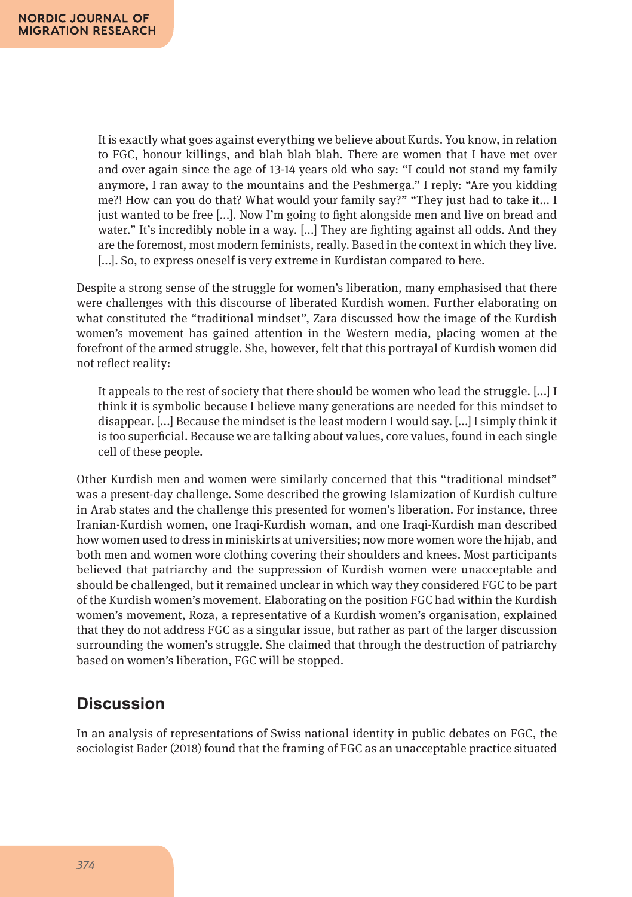> It is exactly what goes against everything we believe about Kurds. You know, in relation to FGC, honour killings, and blah blah blah. There are women that I have met over and over again since the age of 13-14 years old who say: "I could not stand my family anymore, I ran away to the mountains and the Peshmerga." I reply: "Are you kidding me?! How can you do that? What would your family say?" "They just had to take it... I just wanted to be free [...]. Now I'm going to fight alongside men and live on bread and water." It's incredibly noble in a way. [...] They are fighting against all odds. And they are the foremost, most modern feminists, really. Based in the context in which they live. [...]. So, to express oneself is very extreme in Kurdistan compared to here.

Despite a strong sense of the struggle for women's liberation, many emphasised that there were challenges with this discourse of liberated Kurdish women. Further elaborating on what constituted the "traditional mindset", Zara discussed how the image of the Kurdish women's movement has gained attention in the Western media, placing women at the forefront of the armed struggle. She, however, felt that this portrayal of Kurdish women did not reflect reality:

> It appeals to the rest of society that there should be women who lead the struggle. [...] I think it is symbolic because I believe many generations are needed for this mindset to disappear. [...] Because the mindset is the least modern I would say. [...] I simply think it is too superficial. Because we are talking about values, core values, found in each single cell of these people.

Other Kurdish men and women were similarly concerned that this "traditional mindset" was a present-day challenge. Some described the growing Islamization of Kurdish culture in Arab states and the challenge this presented for women's liberation. For instance, three Iranian-Kurdish women, one Iraqi-Kurdish woman, and one Iraqi-Kurdish man described how women used to dress in miniskirts at universities; now more women wore the hijab, and both men and women wore clothing covering their shoulders and knees. Most participants believed that patriarchy and the suppression of Kurdish women were unacceptable and should be challenged, but it remained unclear in which way they considered FGC to be part of the Kurdish women's movement. Elaborating on the position FGC had within the Kurdish women's movement, Roza, a representative of a Kurdish women's organisation, explained that they do not address FGC as a singular issue, but rather as part of the larger discussion surrounding the women's struggle. She claimed that through the destruction of patriarchy based on women's liberation, FGC will be stopped.

## Discussion

In an analysis of representations of Swiss national identity in public debates on FGC, the sociologist Bader (2018) found that the framing of FGC as an unacceptable practice situated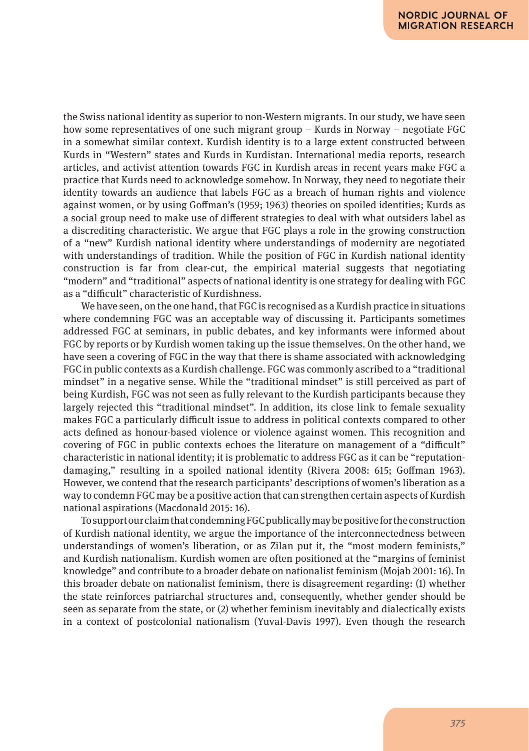the Swiss national identity as superior to non-Western migrants. In our study, we have seen how some representatives of one such migrant group – Kurds in Norway – negotiate FGC in a somewhat similar context. Kurdish identity is to a large extent constructed between Kurds in "Western" states and Kurds in Kurdistan. International media reports, research articles, and activist attention towards FGC in Kurdish areas in recent years make FGC a practice that Kurds need to acknowledge somehow. In Norway, they need to negotiate their identity towards an audience that labels FGC as a breach of human rights and violence against women, or by using Goffman's (1959; 1963) theories on spoiled identities; Kurds as a social group need to make use of different strategies to deal with what outsiders label as a discrediting characteristic. We argue that FGC plays a role in the growing construction of a "new" Kurdish national identity where understandings of modernity are negotiated with understandings of tradition. While the position of FGC in Kurdish national identity construction is far from clear-cut, the empirical material suggests that negotiating "modern" and "traditional" aspects of national identity is one strategy for dealing with FGC as a "difficult" characteristic of Kurdishness.

We have seen, on the one hand, that FGC is recognised as a Kurdish practice in situations where condemning FGC was an acceptable way of discussing it. Participants sometimes addressed FGC at seminars, in public debates, and key informants were informed about FGC by reports or by Kurdish women taking up the issue themselves. On the other hand, we have seen a covering of FGC in the way that there is shame associated with acknowledging FGC in public contexts as a Kurdish challenge. FGC was commonly ascribed to a "traditional mindset" in a negative sense. While the "traditional mindset" is still perceived as part of being Kurdish, FGC was not seen as fully relevant to the Kurdish participants because they largely rejected this "traditional mindset". In addition, its close link to female sexuality makes FGC a particularly difficult issue to address in political contexts compared to other acts defined as honour-based violence or violence against women. This recognition and covering of FGC in public contexts echoes the literature on management of a "difficult" characteristic in national identity; it is problematic to address FGC as it can be "reputation-damaging," resulting in a spoiled national identity (Rivera 2008: 615; Goffman 1963). However, we contend that the research participants' descriptions of women's liberation as a way to condemn FGC may be a positive action that can strengthen certain aspects of Kurdish national aspirations (Macdonald 2015: 16).

To support our claim that condemning FGC publically may be positive for the construction of Kurdish national identity, we argue the importance of the interconnectedness between understandings of women's liberation, or as Zilan put it, the "most modern feminists," and Kurdish nationalism. Kurdish women are often positioned at the "margins of feminist knowledge" and contribute to a broader debate on nationalist feminism (Mojab 2001: 16). In this broader debate on nationalist feminism, there is disagreement regarding: (1) whether the state reinforces patriarchal structures and, consequently, whether gender should be seen as separate from the state, or (2) whether feminism inevitably and dialectically exists in a context of postcolonial nationalism (Yuval-Davis 1997). Even though the research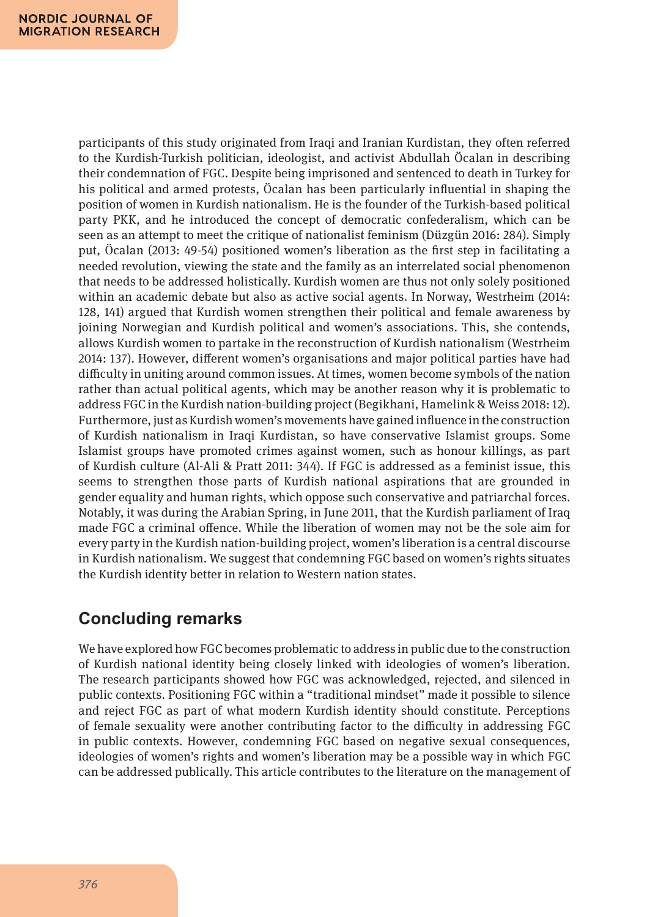participants of this study originated from Iraqi and Iranian Kurdistan, they often referred to the Kurdish-Turkish politician, ideologist, and activist Abdullah Öcalan in describing their condemnation of FGC. Despite being imprisoned and sentenced to death in Turkey for his political and armed protests, Öcalan has been particularly influential in shaping the position of women in Kurdish nationalism. He is the founder of the Turkish-based political party PKK, and he introduced the concept of democratic confederalism, which can be seen as an attempt to meet the critique of nationalist feminism (Düzgün 2016: 284). Simply put, Öcalan (2013: 49-54) positioned women's liberation as the first step in facilitating a needed revolution, viewing the state and the family as an interrelated social phenomenon that needs to be addressed holistically. Kurdish women are thus not only solely positioned within an academic debate but also as active social agents. In Norway, Westrheim (2014: 128, 141) argued that Kurdish women strengthen their political and female awareness by joining Norwegian and Kurdish political and women's associations. This, she contends, allows Kurdish women to partake in the reconstruction of Kurdish nationalism (Westrheim 2014: 137). However, different women's organisations and major political parties have had difficulty in uniting around common issues. At times, women become symbols of the nation rather than actual political agents, which may be another reason why it is problematic to address FGC in the Kurdish nation-building project (Begikhani, Hamelink & Weiss 2018: 12). Furthermore, just as Kurdish women's movements have gained influence in the construction of Kurdish nationalism in Iraqi Kurdistan, so have conservative Islamist groups. Some Islamist groups have promoted crimes against women, such as honour killings, as part of Kurdish culture (Al-Ali & Pratt 2011: 344). If FGC is addressed as a feminist issue, this seems to strengthen those parts of Kurdish national aspirations that are grounded in gender equality and human rights, which oppose such conservative and patriarchal forces. Notably, it was during the Arabian Spring, in June 2011, that the Kurdish parliament of Iraq made FGC a criminal offence. While the liberation of women may not be the sole aim for every party in the Kurdish nation-building project, women's liberation is a central discourse in Kurdish nationalism. We suggest that condemning FGC based on women's rights situates the Kurdish identity better in relation to Western nation states.

## Concluding remarks

We have explored how FGC becomes problematic to address in public due to the construction of Kurdish national identity being closely linked with ideologies of women's liberation. The research participants showed how FGC was acknowledged, rejected, and silenced in public contexts. Positioning FGC within a "traditional mindset" made it possible to silence and reject FGC as part of what modern Kurdish identity should constitute. Perceptions of female sexuality were another contributing factor to the difficulty in addressing FGC in public contexts. However, condemning FGC based on negative sexual consequences, ideologies of women's rights and women's liberation may be a possible way in which FGC can be addressed publically. This article contributes to the literature on the management of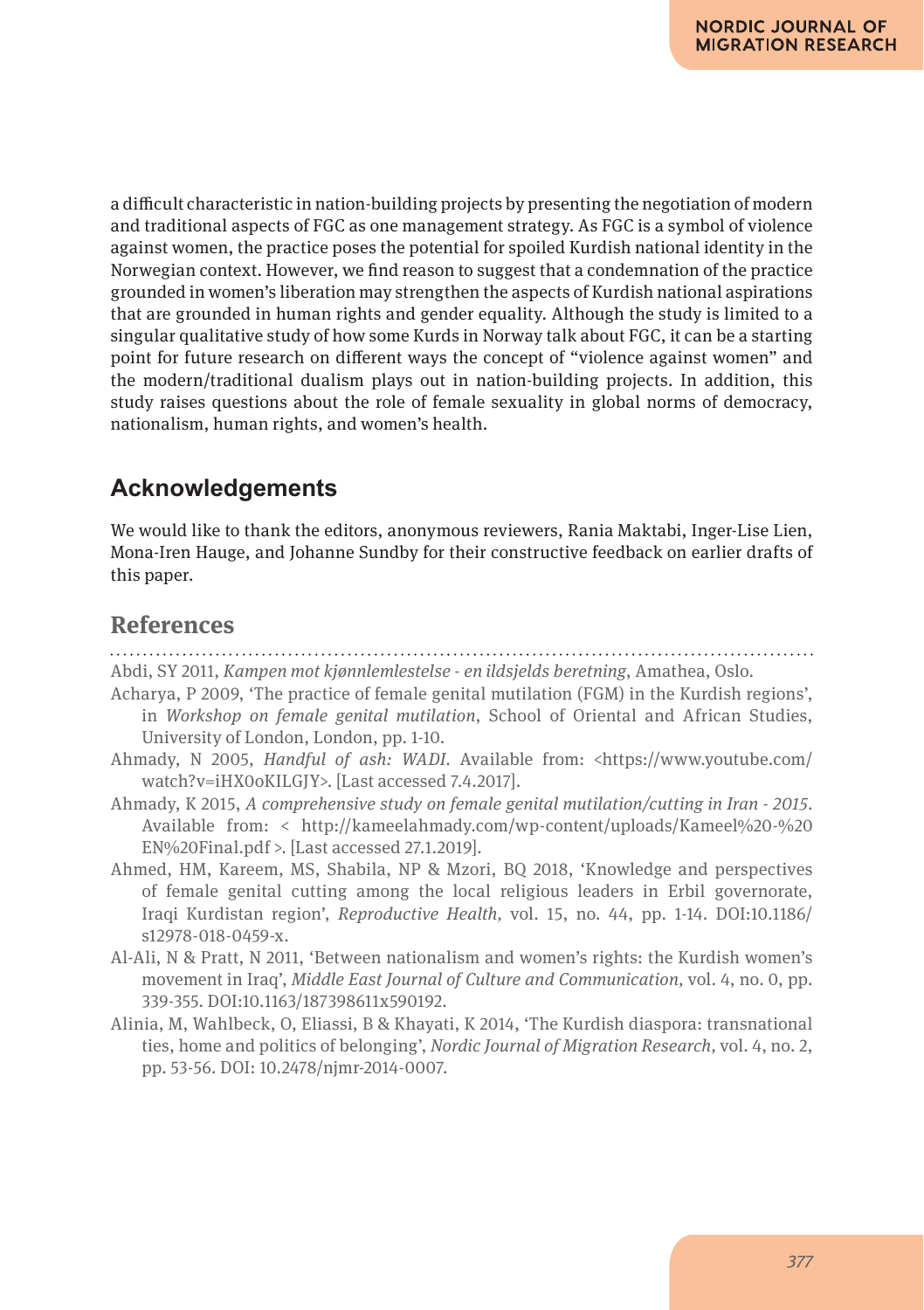a difficult characteristic in nation-building projects by presenting the negotiation of modern and traditional aspects of FGC as one management strategy. As FGC is a symbol of violence against women, the practice poses the potential for spoiled Kurdish national identity in the Norwegian context. However, we find reason to suggest that a condemnation of the practice grounded in women's liberation may strengthen the aspects of Kurdish national aspirations that are grounded in human rights and gender equality. Although the study is limited to a singular qualitative study of how some Kurds in Norway talk about FGC, it can be a starting point for future research on different ways the concept of "violence against women" and the modern/traditional dualism plays out in nation-building projects. In addition, this study raises questions about the role of female sexuality in global norms of democracy, nationalism, human rights, and women's health.

## Acknowledgements

We would like to thank the editors, anonymous reviewers, Rania Maktabi, Inger-Lise Lien, Mona-Iren Hauge, and Johanne Sundby for their constructive feedback on earlier drafts of this paper.

## References

Abdi, SY 2011, *Kampen mot kjønnlemlestelse - en ildsjelds beretning*, Amathea, Oslo.

Acharya, P 2009, 'The practice of female genital mutilation (FGM) in the Kurdish regions', in *Workshop on female genital mutilation*, School of Oriental and African Studies, University of London, London, pp. 1-10.

Ahmady, N 2005, *Handful of ash: WADI*. Available from: <https://www.youtube.com/watch?v=iHX0oKILGJY>. [Last accessed 7.4.2017].

Ahmady, K 2015, *A comprehensive study on female genital mutilation/cutting in Iran - 2015*. Available from: < http://kameelahmady.com/wp-content/uploads/Kameel%20-%20EN%20Final.pdf >. [Last accessed 27.1.2019].

Ahmed, HM, Kareem, MS, Shabila, NP & Mzori, BQ 2018, 'Knowledge and perspectives of female genital cutting among the local religious leaders in Erbil governorate, Iraqi Kurdistan region', *Reproductive Health,* vol. 15, no. 44, pp. 1-14. DOI:10.1186/s12978-018-0459-x.

Al-Ali, N & Pratt, N 2011, 'Between nationalism and women's rights: the Kurdish women's movement in Iraq', *Middle East Journal of Culture and Communication,* vol. 4, no. 0, pp. 339-355. DOI:10.1163/187398611x590192.

Alinia, M, Wahlbeck, O, Eliassi, B & Khayati, K 2014, 'The Kurdish diaspora: transnational ties, home and politics of belonging', *Nordic Journal of Migration Research,* vol. 4, no. 2, pp. 53-56. DOI: 10.2478/njmr-2014-0007.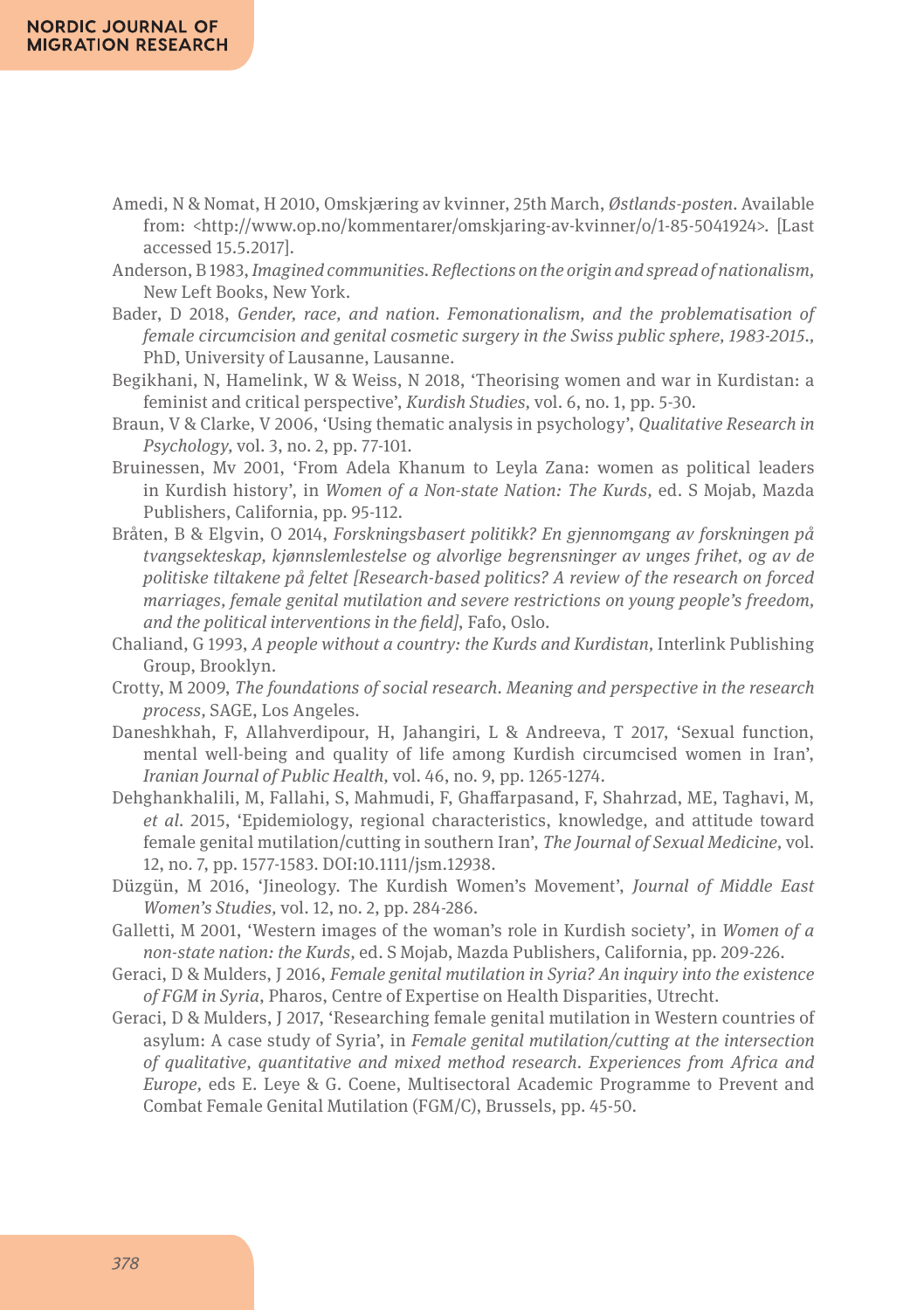Amedi, N & Nomat, H 2010, Omskjæring av kvinner, 25th March, *Østlands-posten*. Available from: <http://www.op.no/kommentarer/omskjaring-av-kvinner/o/1-85-5041924>. [Last accessed 15.5.2017].

Anderson, B 1983, *Imagined communities. Reflections on the origin and spread of nationalism,* New Left Books, New York.

Bader, D 2018, *Gender, race, and nation. Femonationalism, and the problematisation of female circumcision and genital cosmetic surgery in the Swiss public sphere, 1983-2015.,* PhD, University of Lausanne, Lausanne.

Begikhani, N, Hamelink, W & Weiss, N 2018, 'Theorising women and war in Kurdistan: a feminist and critical perspective', *Kurdish Studies,* vol. 6, no. 1, pp. 5-30.

Braun, V & Clarke, V 2006, 'Using thematic analysis in psychology', *Qualitative Research in Psychology,* vol. 3, no. 2, pp. 77-101.

Bruinessen, Mv 2001, 'From Adela Khanum to Leyla Zana: women as political leaders in Kurdish history', in *Women of a Non-state Nation: The Kurds,* ed. S Mojab, Mazda Publishers, California, pp. 95-112.

Bråten, B & Elgvin, O 2014, *Forskningsbasert politikk? En gjennomgang av forskningen på tvangsekteskap, kjønnslemlestelse og alvorlige begrensninger av unges frihet, og av de politiske tiltakene på feltet [Research-based politics? A review of the research on forced marriages, female genital mutilation and severe restrictions on young people's freedom, and the political interventions in the field]*, Fafo, Oslo.

Chaliand, G 1993, *A people without a country: the Kurds and Kurdistan,* Interlink Publishing Group, Brooklyn.

Crotty, M 2009, *The foundations of social research. Meaning and perspective in the research process,* SAGE, Los Angeles.

Daneshkhah, F, Allahverdipour, H, Jahangiri, L & Andreeva, T 2017, 'Sexual function, mental well-being and quality of life among Kurdish circumcised women in Iran', *Iranian Journal of Public Health,* vol. 46, no. 9, pp. 1265-1274.

Dehghankhalili, M, Fallahi, S, Mahmudi, F, Ghaffarpasand, F, Shahrzad, ME, Taghavi, M, *et al*. 2015, 'Epidemiology, regional characteristics, knowledge, and attitude toward female genital mutilation/cutting in southern Iran', *The Journal of Sexual Medicine,* vol. 12, no. 7, pp. 1577-1583. DOI:10.1111/jsm.12938.

Düzgün, M 2016, 'Jineology. The Kurdish Women's Movement', *Journal of Middle East Women's Studies,* vol. 12, no. 2, pp. 284-286.

Galletti, M 2001, 'Western images of the woman's role in Kurdish society', in *Women of a non-state nation: the Kurds,* ed. S Mojab, Mazda Publishers, California, pp. 209-226.

Geraci, D & Mulders, J 2016, *Female genital mutilation in Syria? An inquiry into the existence of FGM in Syria*, Pharos, Centre of Expertise on Health Disparities, Utrecht.

Geraci, D & Mulders, J 2017, 'Researching female genital mutilation in Western countries of asylum: A case study of Syria', in *Female genital mutilation/cutting at the intersection of qualitative, quantitative and mixed method research. Experiences from Africa and Europe,* eds E. Leye & G. Coene, Multisectoral Academic Programme to Prevent and Combat Female Genital Mutilation (FGM/C), Brussels, pp. 45-50.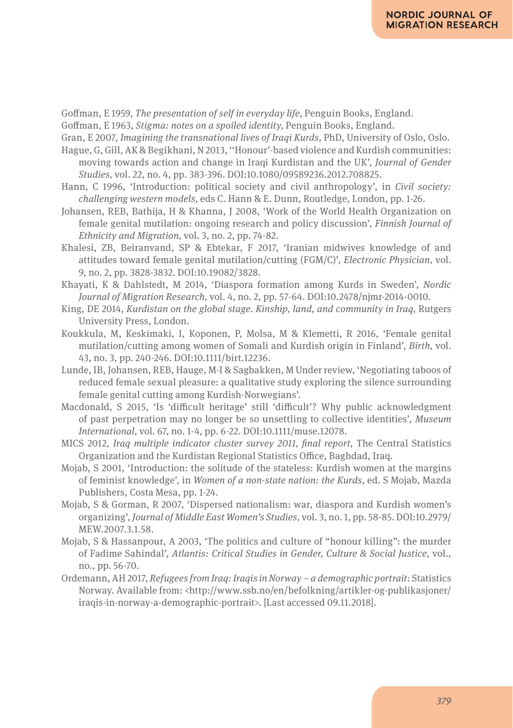Goffman, E 1959, *The presentation of self in everyday life,* Penguin Books, England.

Goffman, E 1963, *Stigma: notes on a spoiled identity,* Penguin Books, England.

Gran, E 2007, *Imagining the transnational lives of Iraqi Kurds,* PhD, University of Oslo, Oslo.

Hague, G, Gill, AK & Begikhani, N 2013, ''Honour'-based violence and Kurdish communities: moving towards action and change in Iraqi Kurdistan and the UK', *Journal of Gender Studies,* vol. 22, no. 4, pp. 383-396. DOI:10.1080/09589236.2012.708825.

Hann, C 1996, 'Introduction: political society and civil anthropology', in *Civil society: challenging western models,* eds C. Hann & E. Dunn, Routledge, London, pp. 1-26.

Johansen, REB, Bathija, H & Khanna, J 2008, 'Work of the World Health Organization on female genital mutilation: ongoing research and policy discussion', *Finnish Journal of Ethnicity and Migration,* vol. 3, no. 2, pp. 74-82.

Khalesi, ZB, Beiranvand, SP & Ebtekar, F 2017, 'Iranian midwives knowledge of and attitudes toward female genital mutilation/cutting (FGM/C)', *Electronic Physician,* vol. 9, no. 2, pp. 3828-3832. DOI:10.19082/3828.

Khayati, K & Dahlstedt, M 2014, 'Diaspora formation among Kurds in Sweden', *Nordic Journal of Migration Research,* vol. 4, no. 2, pp. 57-64. DOI:10.2478/njmr-2014-0010.

King, DE 2014, *Kurdistan on the global stage. Kinship, land, and community in Iraq,* Rutgers University Press, London.

Koukkula, M, Keskimaki, I, Koponen, P, Molsa, M & Klemetti, R 2016, 'Female genital mutilation/cutting among women of Somali and Kurdish origin in Finland', *Birth,* vol. 43, no. 3, pp. 240-246. DOI:10.1111/birt.12236.

Lunde, IB, Johansen, REB, Hauge, M-I & Sagbakken, M Under review, 'Negotiating taboos of reduced female sexual pleasure: a qualitative study exploring the silence surrounding female genital cutting among Kurdish-Norwegians'.

Macdonald, S 2015, 'Is 'difficult heritage' still 'difficult'? Why public acknowledgment of past perpetration may no longer be so unsettling to collective identities', *Museum International,* vol. 67, no. 1-4, pp. 6-22. DOI:10.1111/muse.12078.

MICS 2012, *Iraq multiple indicator cluster survey 2011, final report*, The Central Statistics Organization and the Kurdistan Regional Statistics Office, Baghdad, Iraq.

Mojab, S 2001, 'Introduction: the solitude of the stateless: Kurdish women at the margins of feminist knowledge', in *Women of a non-state nation: the Kurds,* ed. S Mojab, Mazda Publishers, Costa Mesa, pp. 1-24.

Mojab, S & Gorman, R 2007, 'Dispersed nationalism: war, diaspora and Kurdish women's organizing', *Journal of Middle East Women's Studies,* vol. 3, no. 1, pp. 58-85. DOI:10.2979/MEW.2007.3.1.58.

Mojab, S & Hassanpour, A 2003, 'The politics and culture of "honour killing": the murder of Fadime Sahindal', *Atlantis: Critical Studies in Gender, Culture & Social Justice,* vol., no., pp. 56-70.

Ordemann, AH 2017, *Refugees from Iraq: Iraqis in Norway – a demographic portrait*: Statistics Norway. Available from: <http://www.ssb.no/en/befolkning/artikler-og-publikasjoner/iraqis-in-norway-a-demographic-portrait>. [Last accessed 09.11.2018].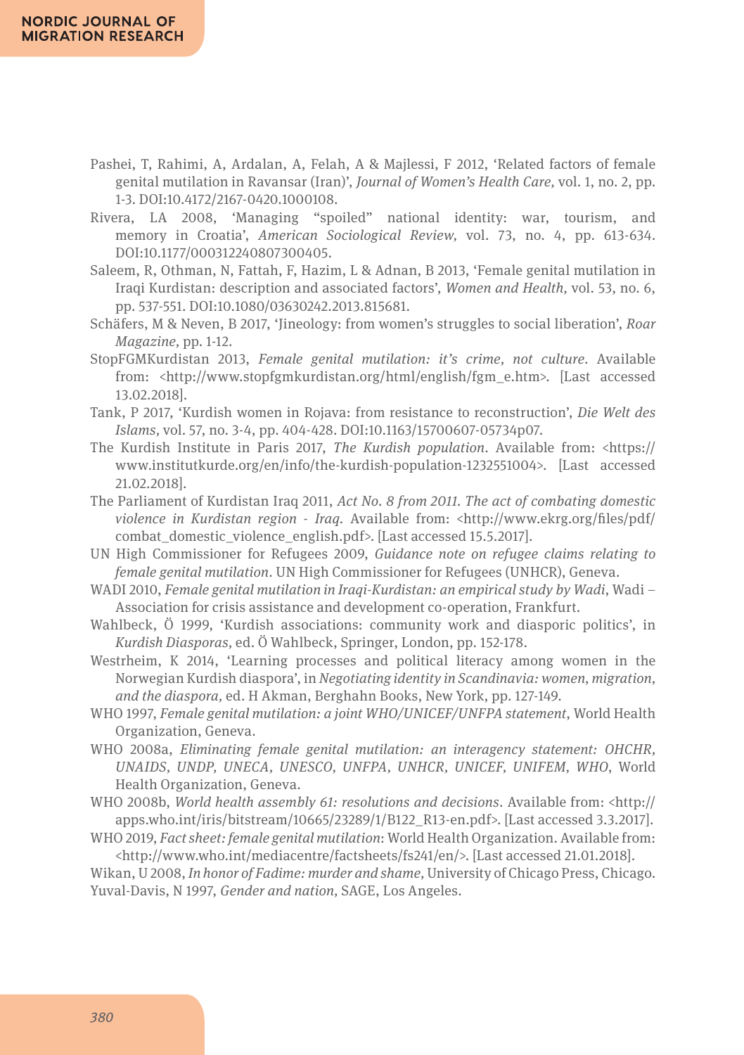Pashei, T, Rahimi, A, Ardalan, A, Felah, A & Majlessi, F 2012, 'Related factors of female genital mutilation in Ravansar (Iran)', *Journal of Women's Health Care,* vol. 1, no. 2, pp. 1-3. DOI:10.4172/2167-0420.1000108.

Rivera, LA 2008, 'Managing "spoiled" national identity: war, tourism, and memory in Croatia', *American Sociological Review,* vol. 73, no. 4, pp. 613-634. DOI:10.1177/000312240807300405.

Saleem, R, Othman, N, Fattah, F, Hazim, L & Adnan, B 2013, 'Female genital mutilation in Iraqi Kurdistan: description and associated factors', *Women and Health,* vol. 53, no. 6, pp. 537-551. DOI:10.1080/03630242.2013.815681.

Schäfers, M & Neven, B 2017, 'Jineology: from women's struggles to social liberation', *Roar Magazine,* pp. 1-12.

StopFGMKurdistan 2013, *Female genital mutilation: it's crime, not culture*. Available from: <http://www.stopfgmkurdistan.org/html/english/fgm_e.htm>. [Last accessed 13.02.2018].

Tank, P 2017, 'Kurdish women in Rojava: from resistance to reconstruction', *Die Welt des Islams,* vol. 57, no. 3-4, pp. 404-428. DOI:10.1163/15700607-05734p07.

The Kurdish Institute in Paris 2017, *The Kurdish population*. Available from: <https://www.institutkurde.org/en/info/the-kurdish-population-1232551004>. [Last accessed 21.02.2018].

The Parliament of Kurdistan Iraq 2011, *Act No. 8 from 2011. The act of combating domestic violence in Kurdistan region - Iraq*. Available from: <http://www.ekrg.org/files/pdf/combat_domestic_violence_english.pdf>. [Last accessed 15.5.2017].

UN High Commissioner for Refugees 2009, *Guidance note on refugee claims relating to female genital mutilation*. UN High Commissioner for Refugees (UNHCR), Geneva.

WADI 2010, *Female genital mutilation in Iraqi-Kurdistan: an empirical study by Wadi*, Wadi – Association for crisis assistance and development co-operation, Frankfurt.

Wahlbeck, Ö 1999, 'Kurdish associations: community work and diasporic politics', in *Kurdish Diasporas,* ed. Ö Wahlbeck, Springer, London, pp. 152-178.

Westrheim, K 2014, 'Learning processes and political literacy among women in the Norwegian Kurdish diaspora', in *Negotiating identity in Scandinavia: women, migration, and the diaspora,* ed. H Akman, Berghahn Books, New York, pp. 127-149.

WHO 1997, *Female genital mutilation: a joint WHO/UNICEF/UNFPA statement*, World Health Organization, Geneva.

WHO 2008a, *Eliminating female genital mutilation: an interagency statement: OHCHR, UNAIDS, UNDP, UNECA, UNESCO, UNFPA, UNHCR, UNICEF, UNIFEM, WHO*, World Health Organization, Geneva.

WHO 2008b, *World health assembly 61: resolutions and decisions*. Available from: <http://apps.who.int/iris/bitstream/10665/23289/1/B122_R13-en.pdf>. [Last accessed 3.3.2017].

WHO 2019, *Fact sheet: female genital mutilation*: World Health Organization. Available from: <http://www.who.int/mediacentre/factsheets/fs241/en/>. [Last accessed 21.01.2018].

Wikan, U 2008, *In honor of Fadime: murder and shame,* University of Chicago Press, Chicago.

Yuval-Davis, N 1997, *Gender and nation,* SAGE, Los Angeles.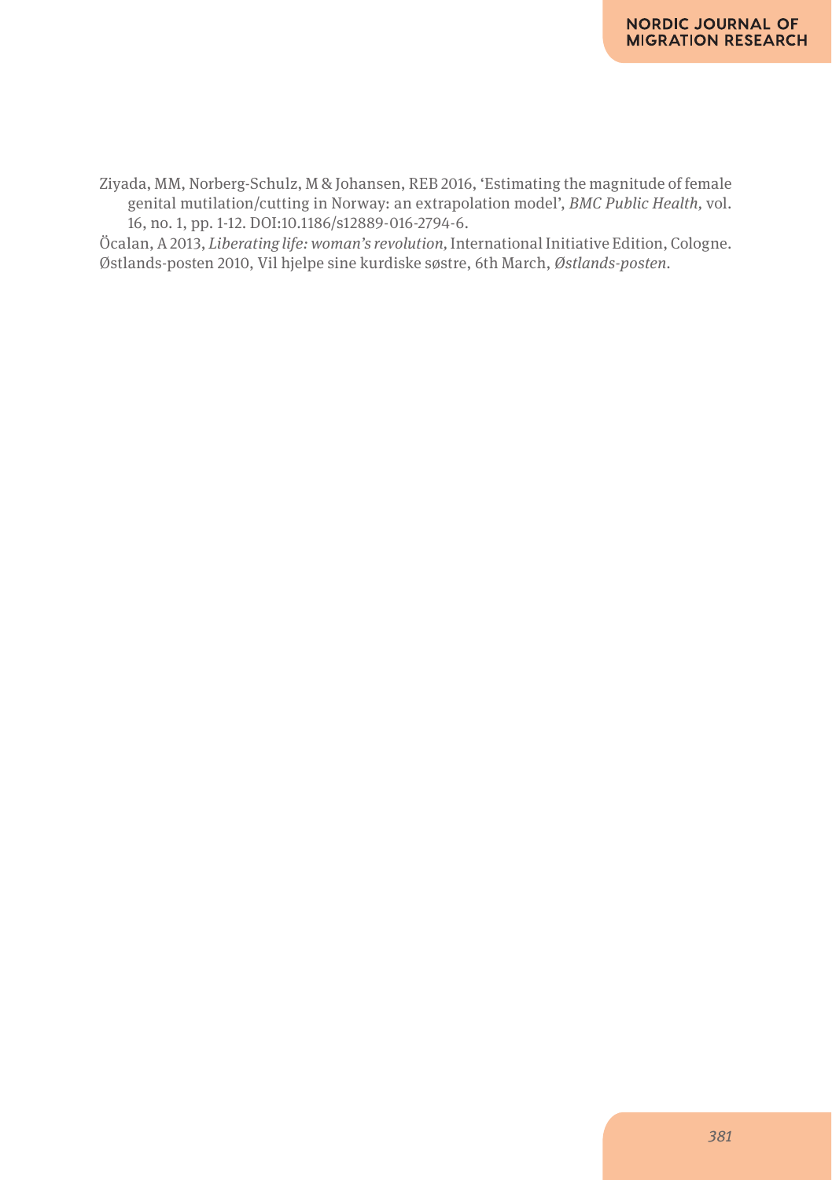Ziyada, MM, Norberg-Schulz, M & Johansen, REB 2016, 'Estimating the magnitude of female genital mutilation/cutting in Norway: an extrapolation model', *BMC Public Health,* vol. 16, no. 1, pp. 1-12. DOI:10.1186/s12889-016-2794-6.

Öcalan, A 2013, *Liberating life: woman's revolution,* International Initiative Edition, Cologne.

Østlands-posten 2010, Vil hjelpe sine kurdiske søstre, 6th March, *Østlands-posten.*